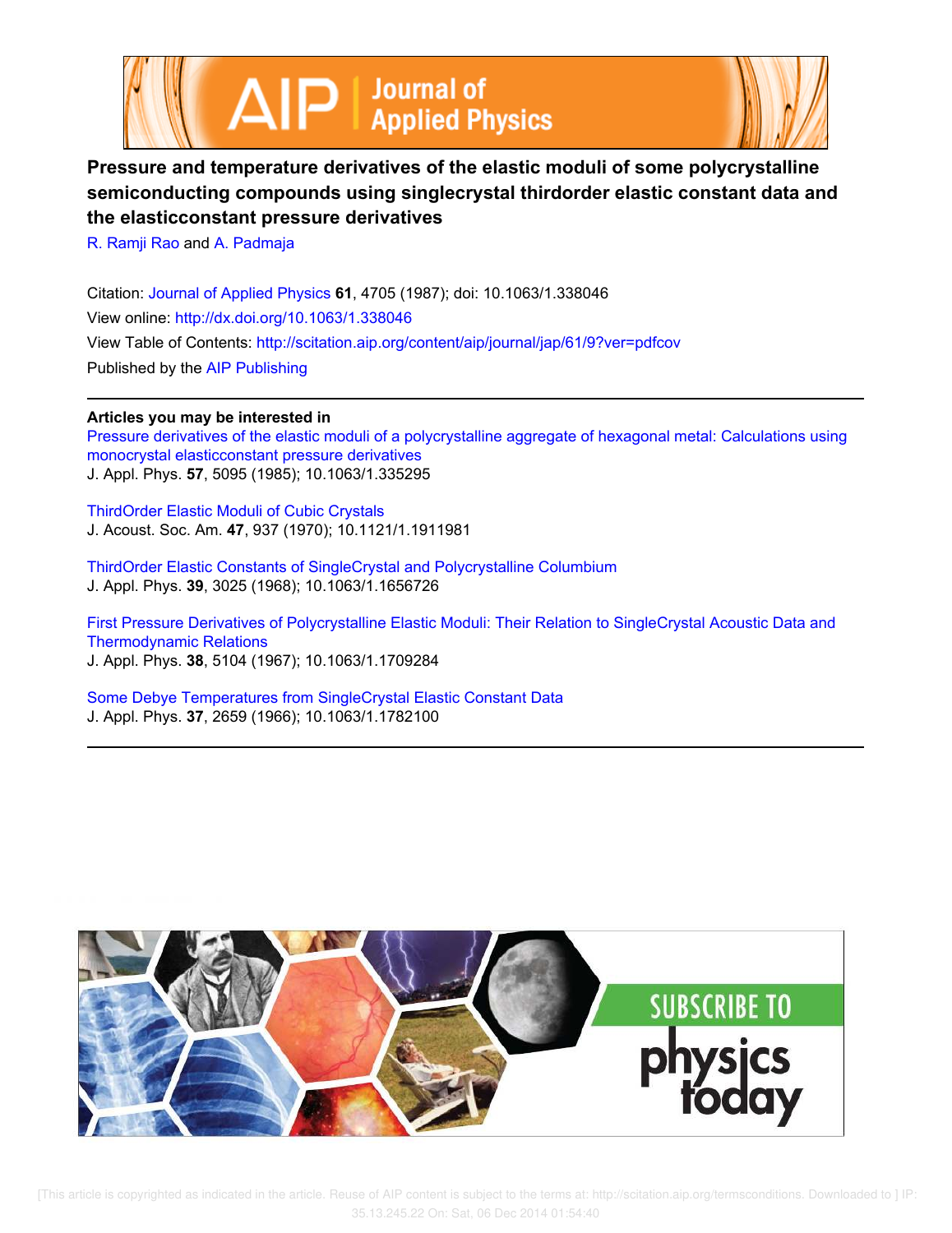# Pressure and temperature derivatives of the elastic moduli of some polycrystalline semiconducting compounds using singlecrystal thirdorder elastic constant data and the elasticconstant pressure derivatives

R. Ramji Rao and A. Padmaja

Citation: Journal of Applied Physics **61**, 4705 (1987); doi: 10.1063/1.338046

View online: http://dx.doi.org/10.1063/1.338046

View Table of Contents: http://scitation.aip.org/content/aip/journal/jap/61/9?ver=pdfcov

Published by the AIP Publishing

**Articles you may be interested in**

Pressure derivatives of the elastic moduli of a polycrystalline aggregate of hexagonal metal: Calculations using monocrystal elasticconstant pressure derivatives
J. Appl. Phys. **57**, 5095 (1985); 10.1063/1.335295

ThirdOrder Elastic Moduli of Cubic Crystals
J. Acoust. Soc. Am. **47**, 937 (1970); 10.1121/1.1911981

ThirdOrder Elastic Constants of SingleCrystal and Polycrystalline Columbium
J. Appl. Phys. **39**, 3025 (1968); 10.1063/1.1656726

First Pressure Derivatives of Polycrystalline Elastic Moduli: Their Relation to SingleCrystal Acoustic Data and Thermodynamic Relations
J. Appl. Phys. **38**, 5104 (1967); 10.1063/1.1709284

Some Debye Temperatures from SingleCrystal Elastic Constant Data
J. Appl. Phys. **37**, 2659 (1966); 10.1063/1.1782100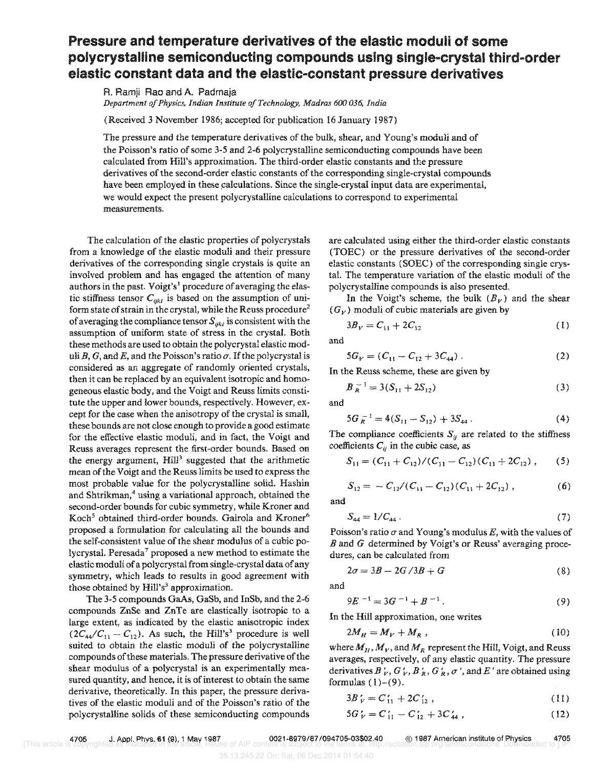# Pressure and temperature derivatives of the elastic moduli of some polycrystalline semiconducting compounds using single-crystal third-order elastic constant data and the elastic-constant pressure derivatives

R. Ramji Rao and A. Padmaja

*Department of Physics, Indian Institute of Technology, Madras 600 036, India*

(Received 3 November 1986; accepted for publication 16 January 1987)

The pressure and the temperature derivatives of the bulk, shear, and Young's moduli and of the Poisson's ratio of some 3-5 and 2-6 polycrystalline semiconducting compounds have been calculated from Hill's approximation. The third-order elastic constants and the pressure derivatives of the second-order elastic constants of the corresponding single-crystal compounds have been employed in these calculations. Since the single-crystal input data are experimental, we would expect the present polycrystalline calculations to correspond to experimental measurements.

The calculation of the elastic properties of polycrystals from a knowledge of the elastic moduli and their pressure derivatives of the corresponding single crystals is quite an involved problem and has engaged the attention of many authors in the past. Voigt's[1] procedure of averaging the elastic stiffness tensor $C_{ijkl}$ is based on the assumption of uniform state of strain in the crystal, while the Reuss procedure[2] of averaging the compliance tensor $S_{ijkl}$ is consistent with the assumption of uniform state of stress in the crystal. Both these methods are used to obtain the polycrystal elastic moduli $B$, $G$, and $E$, and the Poisson's ratio $\sigma$. If the polycrystal is considered as an aggregate of randomly oriented crystals, then it can be replaced by an equivalent isotropic and homogeneous elastic body, and the Voigt and Reuss limits constitute the upper and lower bounds, respectively. However, except for the case when the anisotropy of the crystal is small, these bounds are not close enough to provide a good estimate for the effective elastic moduli, and in fact, the Voigt and Reuss averages represent the first-order bounds. Based on the energy argument, Hill[3] suggested that the arithmetic mean of the Voigt and the Reuss limits be used to express the most probable value for the polycrystalline solid. Hashin and Shtrikman,[4] using a variational approach, obtained the second-order bounds for cubic symmetry, while Kroner and Koch[5] obtained third-order bounds. Gairola and Kroner[6] proposed a formulation for calculating all the bounds and the self-consistent value of the shear modulus of a cubic polycrystal. Peresada[7] proposed a new method to estimate the elastic moduli of a polycrystal from single-crystal data of any symmetry, which leads to results in good agreement with those obtained by Hill's[3] approximation.

The 3-5 compounds GaAs, GaSb, and InSb, and the 2-6 compounds ZnSe and ZnTe are elastically isotropic to a large extent, as indicated by the elastic anisotropic index $(2C_{44}/C_{11} - C_{12})$. As such, the Hill's[3] procedure is well suited to obtain the elastic moduli of the polycrystalline compounds of these materials. The pressure derivative of the shear modulus of a polycrystal is an experimentally measured quantity, and hence, it is of interest to obtain the same derivative, theoretically. In this paper, the pressure derivatives of the elastic moduli and of the Poisson's ratio of the polycrystalline solids of these semiconducting compounds are calculated using either the third-order elastic constants (TOEC) or the pressure derivatives of the second-order elastic constants (SOEC) of the corresponding single crystal. The temperature variation of the elastic moduli of the polycrystalline compounds is also presented.

In the Voigt's scheme, the bulk ($B_V$) and the shear ($G_V$) moduli of cubic materials are given by

$$3B_V = C_{11} + 2C_{12} \tag{1}$$

and

$$5G_V = (C_{11} - C_{12} + 3C_{44})\,. \tag{2}$$

In the Reuss scheme, these are given by

$$B_R^{-1} = 3(S_{11} + 2S_{12}) \tag{3}$$

and

$$5G_R^{-1} = 4(S_{11} - S_{12}) + 3S_{44}\,. \tag{4}$$

The compliance coefficients $S_{ij}$ are related to the stiffness coefficients $C_{ij}$ in the cubic case, as

$$S_{11} = (C_{11} + C_{12})/(C_{11} - C_{12})(C_{11} + 2C_{12})\,, \tag{5}$$

$$S_{12} = -C_{12}/(C_{11} - C_{12})(C_{11} + 2C_{12})\,, \tag{6}$$

and

$$S_{44} = 1/C_{44}\,. \tag{7}$$

Poisson's ratio $\sigma$ and Young's modulus $E$, with the values of $B$ and $G$ determined by Voigt's or Reuss' averaging procedures, can be calculated from

$$2\sigma = 3B - 2G/3B + G \tag{8}$$

and

$$9E^{-1} = 3G^{-1} + B^{-1}\,. \tag{9}$$

In the Hill approximation, one writes

$$2M_H = M_V + M_R\,, \tag{10}$$

where $M_H$, $M_V$, and $M_R$ represent the Hill, Voigt, and Reuss averages, respectively, of any elastic quantity. The pressure derivatives $B'_V$, $G'_V$, $B'_R$, $G'_R$, $\sigma'$, and $E'$ are obtained using formulas (1)–(9).

$$3B'_V = C'_{11} + 2C'_{12}\,, \tag{11}$$

$$5G'_V = C'_{11} - C'_{12} + 3C'_{44}\,, \tag{12}$$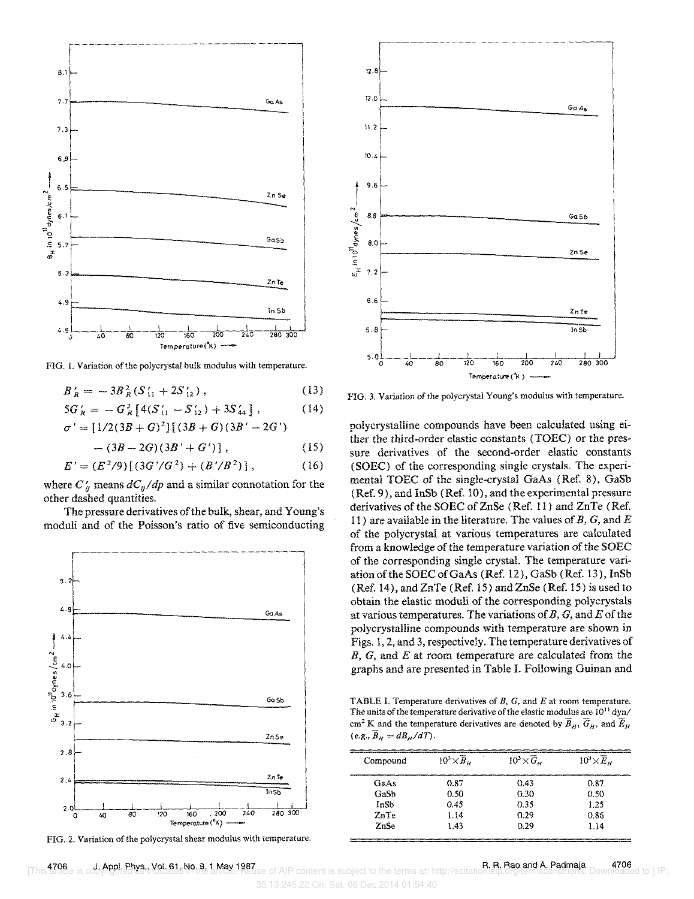FIG. 1. Variation of the polycrystal bulk modulus with temperature.

$$B'_R = -3B_R^2(S'_{11} + 2S'_{12}), \quad (13)$$

$$5G'_R = -G_R^2[4(S'_{11} - S'_{12}) + 3S'_{44}], \quad (14)$$

$$\sigma' = [1/2(3B+G)^2][(3B+G)(3B'-2G') - (3B-2G)(3B'+G')], \quad (15)$$

$$E' = (E^2/9)[(3G'/G^2) + (B'/B^2)], \quad (16)$$

where $C'_{ij}$ means $dC_{ij}/dp$ and a similar connotation for the other dashed quantities.

The pressure derivatives of the bulk, shear, and Young's moduli and of the Poisson's ratio of five semiconducting polycrystalline compounds have been calculated using either the third-order elastic constants (TOEC) or the pressure derivatives of the second-order elastic constants (SOEC) of the corresponding single crystals. The experimental TOEC of the single-crystal GaAs (Ref. 8), GaSb (Ref. 9), and InSb (Ref. 10), and the experimental pressure derivatives of the SOEC of ZnSe (Ref. 11) and ZnTe (Ref. 11) are available in the literature. The values of $B$, $G$, and $E$ of the polycrystal at various temperatures are calculated from a knowledge of the temperature variation of the SOEC of the corresponding single crystal. The temperature variation of the SOEC of GaAs (Ref. 12), GaSb (Ref. 13), InSb (Ref. 14), and ZnTe (Ref. 15) and ZnSe (Ref. 15) is used to obtain the elastic moduli of the corresponding polycrystals at various temperatures. The variations of $B$, $G$, and $E$ of the polycrystalline compounds with temperature are shown in Figs. 1, 2, and 3, respectively. The temperature derivatives of $B$, $G$, and $E$ at room temperature are calculated from the graphs and are presented in Table I. Following Guinan and

FIG. 2. Variation of the polycrystal shear modulus with temperature.

FIG. 3. Variation of the polycrystal Young's modulus with temperature.

TABLE I. Temperature derivatives of $B$, $G$, and $E$ at room temperature. The units of the temperature derivative of the elastic modulus are $10^{11}$ dyn/cm$^2$ K and the temperature derivatives are denoted by $\bar{B}_H$, $\bar{G}_H$, and $\bar{E}_H$ (e.g., $\bar{B}_H = dB_H/dT$).

| Compound | $10^3 \times \bar{B}_H$ | $10^3 \times \bar{G}_H$ | $10^3 \times \bar{E}_H$ |
|---|---|---|---|
| GaAs | 0.87 | 0.43 | 0.87 |
| GaSb | 0.50 | 0.30 | 0.50 |
| InSb | 0.45 | 0.35 | 1.25 |
| ZnTe | 1.14 | 0.29 | 0.86 |
| ZnSe | 1.43 | 0.29 | 1.14 |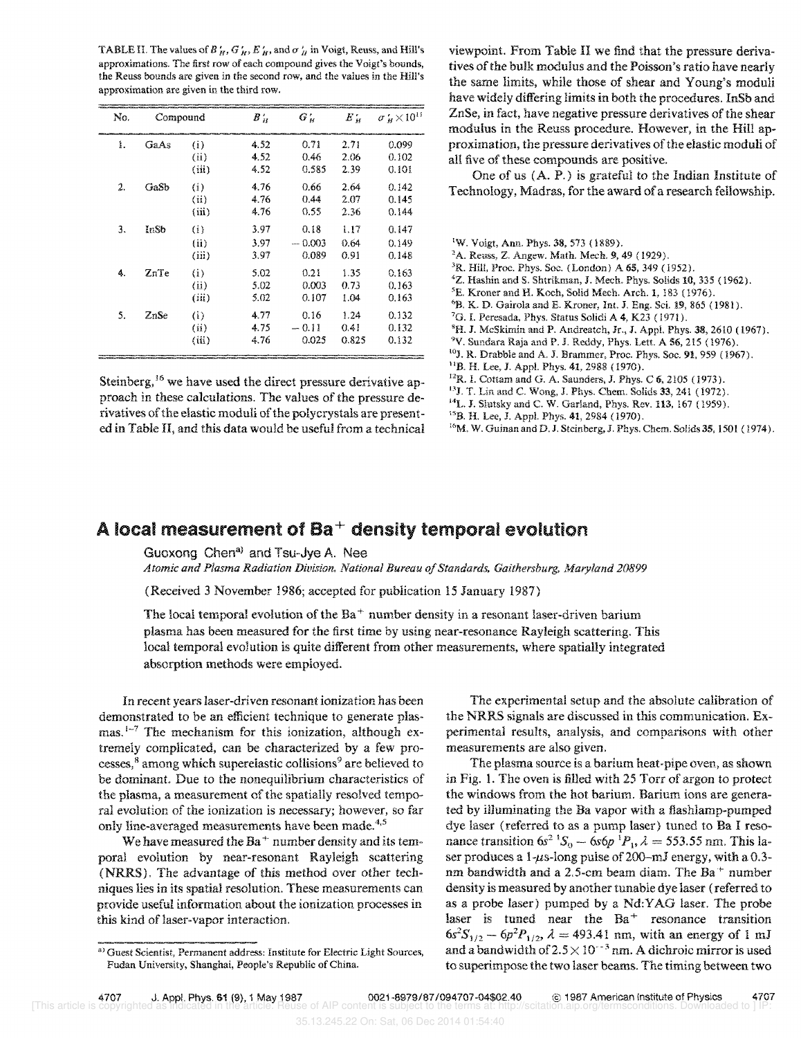TABLE II. The values of $B'_H$, $G'_H$, $E'_H$, and $\sigma'_H$ in Voigt, Reuss, and Hill's approximations. The first row of each compound gives the Voigt's bounds, the Reuss bounds are given in the second row, and the values in the Hill's approximation are given in the third row.

| No. | Compound | | $B'_H$ | $G'_H$ | $E'_H$ | $\sigma'_H \times 10^{11}$ |
|---|---|---|---|---|---|---|
| 1. | GaAs | (i) | 4.52 | 0.71 | 2.71 | 0.099 |
| | | (ii) | 4.52 | 0.46 | 2.06 | 0.102 |
| | | (iii) | 4.52 | 0.585 | 2.39 | 0.101 |
| 2. | GaSb | (i) | 4.76 | 0.66 | 2.64 | 0.142 |
| | | (ii) | 4.76 | 0.44 | 2.07 | 0.145 |
| | | (iii) | 4.76 | 0.55 | 2.36 | 0.144 |
| 3. | InSb | (i) | 3.97 | 0.18 | 1.17 | 0.147 |
| | | (ii) | 3.97 | −0.003 | 0.64 | 0.149 |
| | | (iii) | 3.97 | 0.089 | 0.91 | 0.148 |
| 4. | ZnTe | (i) | 5.02 | 0.21 | 1.35 | 0.163 |
| | | (ii) | 5.02 | 0.003 | 0.73 | 0.163 |
| | | (iii) | 5.02 | 0.107 | 1.04 | 0.163 |
| 5. | ZnSe | (i) | 4.77 | 0.16 | 1.24 | 0.132 |
| | | (ii) | 4.75 | −0.11 | 0.41 | 0.132 |
| | | (iii) | 4.76 | 0.025 | 0.825 | 0.132 |

Steinberg,[16] we have used the direct pressure derivative approach in these calculations. The values of the pressure derivatives of the elastic moduli of the polycrystals are presented in Table II, and this data would be useful from a technical viewpoint. From Table II we find that the pressure derivatives of the bulk modulus and the Poisson's ratio have nearly the same limits, while those of shear and Young's moduli have widely differing limits in both the procedures. InSb and ZnSe, in fact, have negative pressure derivatives of the shear modulus in the Reuss procedure. However, in the Hill approximation, the pressure derivatives of the elastic moduli of all five of these compounds are positive.

One of us (A. P.) is grateful to the Indian Institute of Technology, Madras, for the award of a research fellowship.

[1] W. Voigt, Ann. Phys. 38, 573 (1889).
[2] A. Reuss, Z. Angew. Math. Mech. 9, 49 (1929).
[3] R. Hill, Proc. Phys. Soc. (London) A 65, 349 (1952).
[4] Z. Hashin and S. Shtrikman, J. Mech. Phys. Solids 10, 335 (1962).
[5] E. Kroner and H. Koch, Solid Mech. Arch. 1, 183 (1976).
[6] B. K. D. Gairola and E. Kroner, Int. J. Eng. Sci. 19, 865 (1981).
[7] G. I. Peresada, Phys. Status Solidi A 4, K23 (1971).
[8] H. J. McSkimin and P. Andreatch, Jr., J. Appl. Phys. 38, 2610 (1967).
[9] V. Sundara Raja and P. J. Reddy, Phys. Lett. A 56, 215 (1976).
[10] J. R. Drabble and A. J. Brammer, Proc. Phys. Soc. 91, 959 (1967).
[11] B. H. Lee, J. Appl. Phys. 41, 2988 (1970).
[12] R. I. Cottam and G. A. Saunders, J. Phys. C 6, 2105 (1973).
[13] J. T. Lin and C. Wong, J. Phys. Chem. Solids 33, 241 (1972).
[14] L. J. Slutsky and C. W. Garland, Phys. Rev. 113, 167 (1959).
[15] B. H. Lee, J. Appl. Phys. 41, 2984 (1970).
[16] M. W. Guinan and D. J. Steinberg, J. Phys. Chem. Solids 35, 1501 (1974).

# A local measurement of $Ba^+$ density temporal evolution

Guoxong Chen[a] and Tsu-Jye A. Nee

*Atomic and Plasma Radiation Division, National Bureau of Standards, Gaithersburg, Maryland 20899*

(Received 3 November 1986; accepted for publication 15 January 1987)

The local temporal evolution of the $Ba^+$ number density in a resonant laser-driven barium plasma has been measured for the first time by using near-resonance Rayleigh scattering. This local temporal evolution is quite different from other measurements, where spatially integrated absorption methods were employed.

In recent years laser-driven resonant ionization has been demonstrated to be an efficient technique to generate plasmas.[1–7] The mechanism for this ionization, although extremely complicated, can be characterized by a few processes,[8] among which superelastic collisions[9] are believed to be dominant. Due to the nonequilibrium characteristics of the plasma, a measurement of the spatially resolved temporal evolution of the ionization is necessary; however, so far only line-averaged measurements have been made.[4,5]

We have measured the $Ba^+$ number density and its temporal evolution by near-resonant Rayleigh scattering (NRRS). The advantage of this method over other techniques lies in its spatial resolution. These measurements can provide useful information about the ionization processes in this kind of laser-vapor interaction.

The experimental setup and the absolute calibration of the NRRS signals are discussed in this communication. Experimental results, analysis, and comparisons with other measurements are also given.

The plasma source is a barium heat-pipe oven, as shown in Fig. 1. The oven is filled with 25 Torr of argon to protect the windows from the hot barium. Barium ions are generated by illuminating the Ba vapor with a flashlamp-pumped dye laser (referred to as a pump laser) tuned to Ba I resonance transition $6s^2\,{}^1S_0 - 6s6p\,{}^1P_1$, $\lambda = 553.55$ nm. This laser produces a 1-$\mu$s-long pulse of 200–mJ energy, with a 0.3-nm bandwidth and a 2.5-cm beam diam. The $Ba^+$ number density is measured by another tunable dye laser (referred to as a probe laser) pumped by a Nd:YAG laser. The probe laser is tuned near the $Ba^+$ resonance transition $6s^2S_{1/2} - 6p^2P_{1/2}$, $\lambda = 493.41$ nm, with an energy of 1 mJ and a bandwidth of $2.5 \times 10^{-3}$ nm. A dichroic mirror is used to superimpose the two laser beams. The timing between two

[a] Guest Scientist, Permanent address: Institute for Electric Light Sources, Fudan University, Shanghai, People's Republic of China.